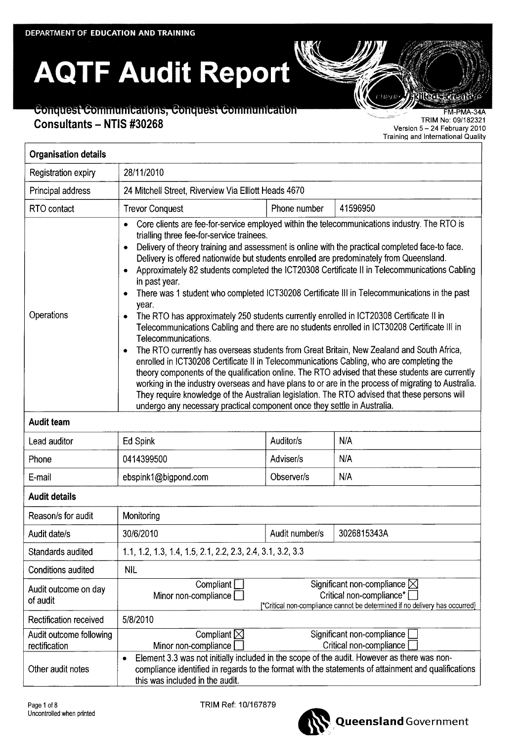DEPARTMENT OF EDUCATION AND TRAINING

# AQTF Audit Report

## Conquest Communications, Conquest Communication Consultants – NTIS #30268

FM-PMA-34A
TRIM No: 09/182321
Version 5 – 24 February 2010
Training and International Quality

| Organisation details | | | |
|---|---|---|---|
| Registration expiry | 28/11/2010 | | |
| Principal address | 24 Mitchell Street, Riverview Via Elliott Heads 4670 | | |
| RTO contact | Trevor Conquest | Phone number | 41596950 |
| Operations | • Core clients are fee-for-service employed within the telecommunications industry. The RTO is trialling three fee-for-service trainees.<br>• Delivery of theory training and assessment is online with the practical completed face-to face. Delivery is offered nationwide but students enrolled are predominately from Queensland.<br>• Approximately 82 students completed the ICT20308 Certificate II in Telecommunications Cabling in past year.<br>• There was 1 student who completed ICT30208 Certificate III in Telecommunications in the past year.<br>• The RTO has approximately 250 students currently enrolled in ICT20308 Certificate II in Telecommunications Cabling and there are no students enrolled in ICT30208 Certificate III in Telecommunications.<br>• The RTO currently has overseas students from Great Britain, New Zealand and South Africa, enrolled in ICT30208 Certificate II in Telecommunications Cabling, who are completing the theory components of the qualification online. The RTO advised that these students are currently working in the industry overseas and have plans to or are in the process of migrating to Australia. They require knowledge of the Australian legislation. The RTO advised that these persons will undergo any necessary practical component once they settle in Australia. | | |
| **Audit team** | | | |
| Lead auditor | Ed Spink | Auditor/s | N/A |
| Phone | 0414399500 | Adviser/s | N/A |
| E-mail | ebspink1@bigpond.com | Observer/s | N/A |
| **Audit details** | | | |
| Reason/s for audit | Monitoring | | |
| Audit date/s | 30/6/2010 | Audit number/s | 3026815343A |
| Standards audited | 1.1, 1.2, 1.3, 1.4, 1.5, 2.1, 2.2, 2.3, 2.4, 3.1, 3.2, 3.3 | | |
| Conditions audited | NIL | | |
| Audit outcome on day of audit | Compliant ☐<br>Minor non-compliance ☐ | Significant non-compliance ☒<br>Critical non-compliance* ☐<br>[*Critical non-compliance cannot be determined if no delivery has occurred] | |
| Rectification received | 5/8/2010 | | |
| Audit outcome following rectification | Compliant ☒<br>Minor non-compliance ☐ | Significant non-compliance ☐<br>Critical non-compliance ☐ | |
| Other audit notes | • Element 3.3 was not initially included in the scope of the audit. However as there was non-compliance identified in regards to the format with the statements of attainment and qualifications this was included in the audit. | | |

TRIM Ref: 10/167879

Uncontrolled when printed

Queensland Government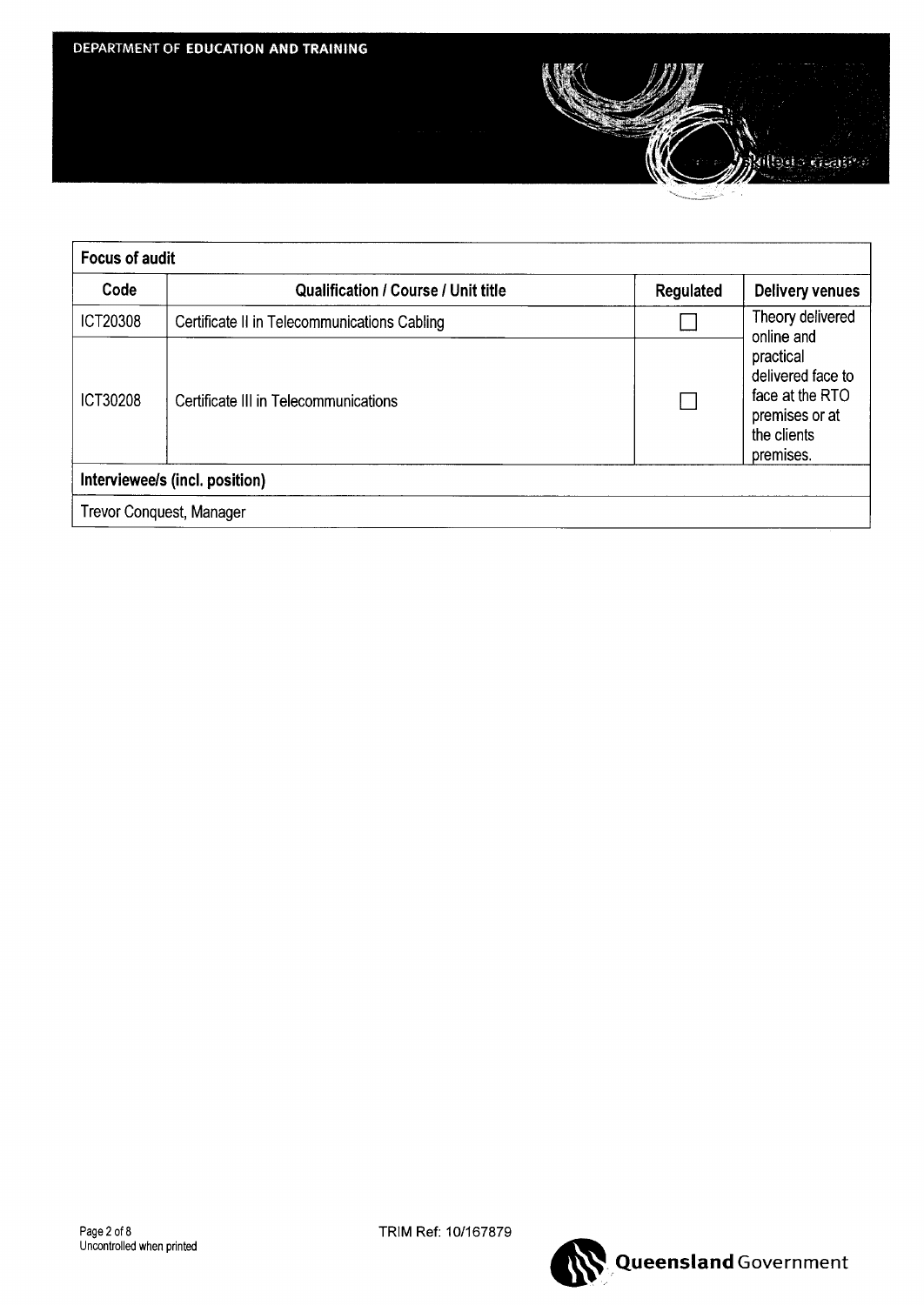| Focus of audit | | | |
|---|---|---|---|
| **Code** | **Qualification / Course / Unit title** | **Regulated** | **Delivery venues** |
| ICT20308 | Certificate II in Telecommunications Cabling | ☐ | Theory delivered online and practical delivered face to face at the RTO premises or at the clients premises. |
| ICT30208 | Certificate III in Telecommunications | ☐ | |
| **Interviewee/s (incl. position)** | | | |
| Trevor Conquest, Manager | | | |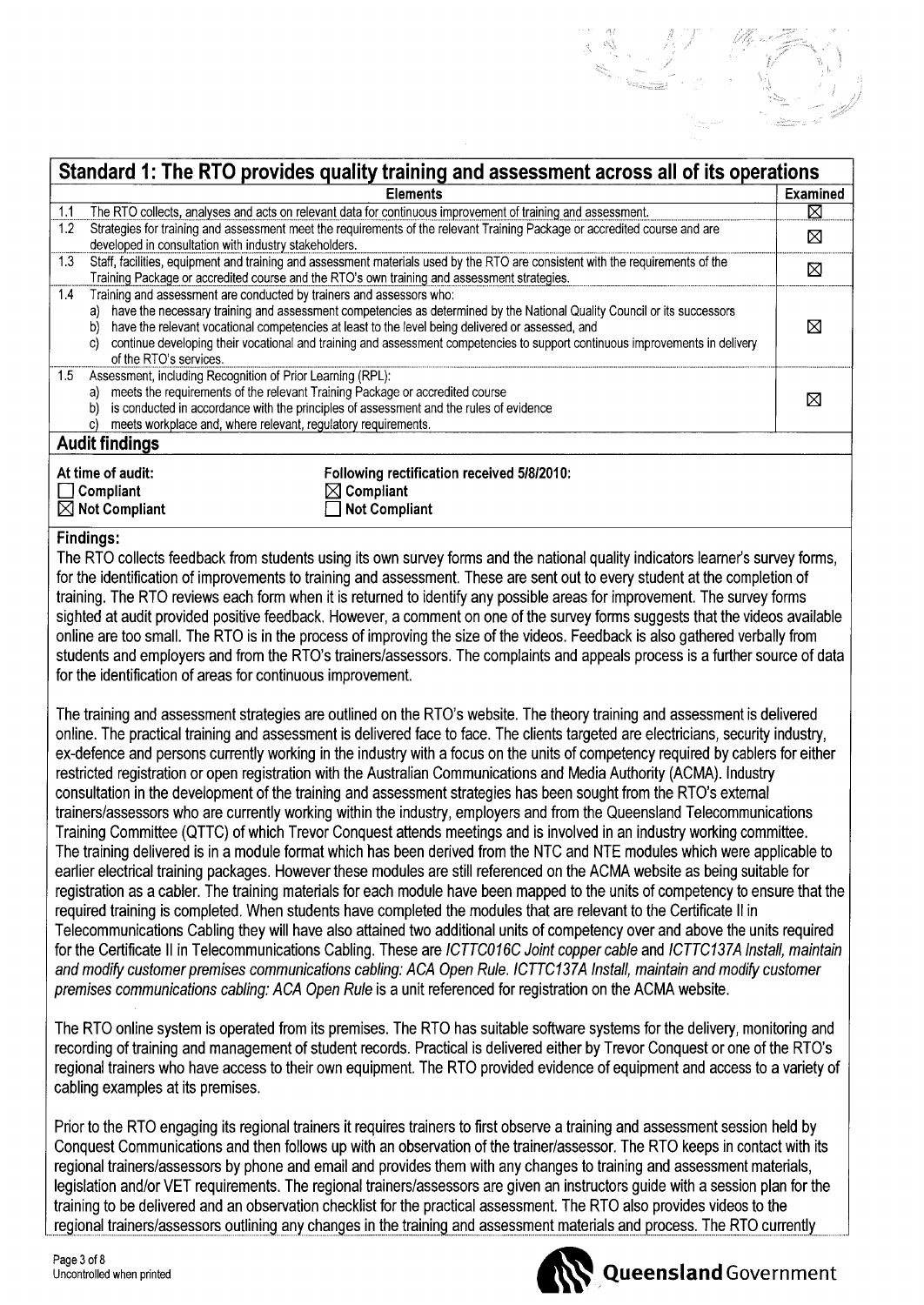## Standard 1: The RTO provides quality training and assessment across all of its operations

| | Elements | Examined |
|---|---|---|
| 1.1 | The RTO collects, analyses and acts on relevant data for continuous improvement of training and assessment. | ☒ |
| 1.2 | Strategies for training and assessment meet the requirements of the relevant Training Package or accredited course and are developed in consultation with industry stakeholders. | ☒ |
| 1.3 | Staff, facilities, equipment and training and assessment materials used by the RTO are consistent with the requirements of the Training Package or accredited course and the RTO's own training and assessment strategies. | ☒ |
| 1.4 | Training and assessment are conducted by trainers and assessors who: a) have the necessary training and assessment competencies as determined by the National Quality Council or its successors b) have the relevant vocational competencies at least to the level being delivered or assessed, and c) continue developing their vocational and training and assessment competencies to support continuous improvements in delivery of the RTO's services. | ☒ |
| 1.5 | Assessment, including Recognition of Prior Learning (RPL): a) meets the requirements of the relevant Training Package or accredited course b) is conducted in accordance with the principles of assessment and the rules of evidence c) meets workplace and, where relevant, regulatory requirements. | ☒ |

### Audit findings

| At time of audit: | Following rectification received 5/8/2010: |
|---|---|
| ☐ Compliant | ☒ Compliant |
| ☒ Not Compliant | ☐ Not Compliant |

**Findings:**

The RTO collects feedback from students using its own survey forms and the national quality indicators learner's survey forms, for the identification of improvements to training and assessment. These are sent out to every student at the completion of training. The RTO reviews each form when it is returned to identify any possible areas for improvement. The survey forms sighted at audit provided positive feedback. However, a comment on one of the survey forms suggests that the videos available online are too small. The RTO is in the process of improving the size of the videos. Feedback is also gathered verbally from students and employers and from the RTO's trainers/assessors. The complaints and appeals process is a further source of data for the identification of areas for continuous improvement.

The training and assessment strategies are outlined on the RTO's website. The theory training and assessment is delivered online. The practical training and assessment is delivered face to face. The clients targeted are electricians, security industry, ex-defence and persons currently working in the industry with a focus on the units of competency required by cablers for either restricted registration or open registration with the Australian Communications and Media Authority (ACMA). Industry consultation in the development of the training and assessment strategies has been sought from the RTO's external trainers/assessors who are currently working within the industry, employers and from the Queensland Telecommunications Training Committee (QTTC) of which Trevor Conquest attends meetings and is involved in an industry working committee. The training delivered is in a module format which has been derived from the NTC and NTE modules which were applicable to earlier electrical training packages. However these modules are still referenced on the ACMA website as being suitable for registration as a cabler. The training materials for each module have been mapped to the units of competency to ensure that the required training is completed. When students have completed the modules that are relevant to the Certificate II in Telecommunications Cabling they will have also attained two additional units of competency over and above the units required for the Certificate II in Telecommunications Cabling. These are *ICTTC016C Joint copper cable* and *ICTTC137A Install, maintain and modify customer premises communications cabling: ACA Open Rule*. *ICTTC137A Install, maintain and modify customer premises communications cabling: ACA Open Rule* is a unit referenced for registration on the ACMA website.

The RTO online system is operated from its premises. The RTO has suitable software systems for the delivery, monitoring and recording of training and management of student records. Practical is delivered either by Trevor Conquest or one of the RTO's regional trainers who have access to their own equipment. The RTO provided evidence of equipment and access to a variety of cabling examples at its premises.

Prior to the RTO engaging its regional trainers it requires trainers to first observe a training and assessment session held by Conquest Communications and then follows up with an observation of the trainer/assessor. The RTO keeps in contact with its regional trainers/assessors by phone and email and provides them with any changes to training and assessment materials, legislation and/or VET requirements. The regional trainers/assessors are given an instructors guide with a session plan for the training to be delivered and an observation checklist for the practical assessment. The RTO also provides videos to the regional trainers/assessors outlining any changes in the training and assessment materials and process. The RTO currently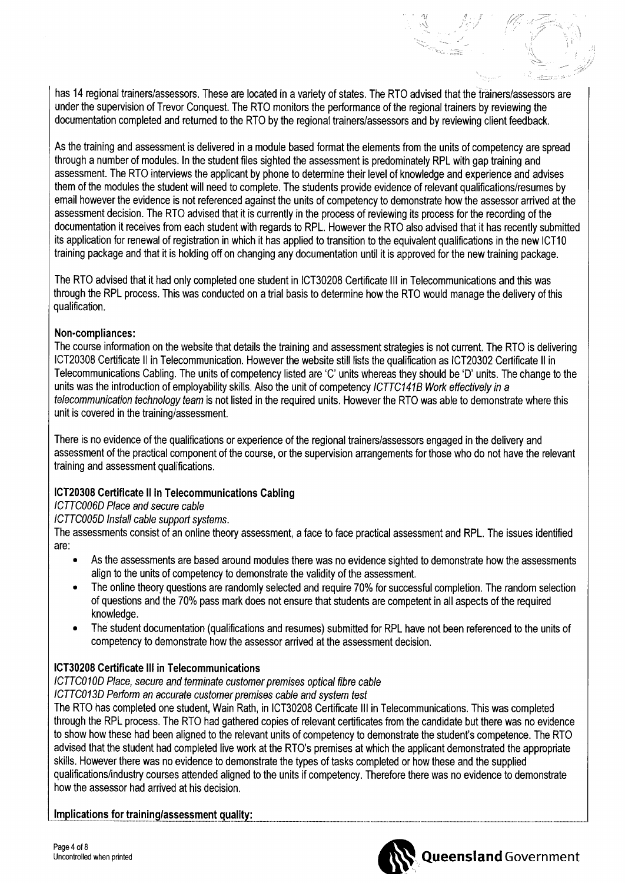has 14 regional trainers/assessors. These are located in a variety of states. The RTO advised that the trainers/assessors are under the supervision of Trevor Conquest. The RTO monitors the performance of the regional trainers by reviewing the documentation completed and returned to the RTO by the regional trainers/assessors and by reviewing client feedback.

As the training and assessment is delivered in a module based format the elements from the units of competency are spread through a number of modules. In the student files sighted the assessment is predominately RPL with gap training and assessment. The RTO interviews the applicant by phone to determine their level of knowledge and experience and advises them of the modules the student will need to complete. The students provide evidence of relevant qualifications/resumes by email however the evidence is not referenced against the units of competency to demonstrate how the assessor arrived at the assessment decision. The RTO advised that it is currently in the process of reviewing its process for the recording of the documentation it receives from each student with regards to RPL. However the RTO also advised that it has recently submitted its application for renewal of registration in which it has applied to transition to the equivalent qualifications in the new ICT10 training package and that it is holding off on changing any documentation until it is approved for the new training package.

The RTO advised that it had only completed one student in ICT30208 Certificate III in Telecommunications and this was through the RPL process. This was conducted on a trial basis to determine how the RTO would manage the delivery of this qualification.

**Non-compliances:**

The course information on the website that details the training and assessment strategies is not current. The RTO is delivering ICT20308 Certificate II in Telecommunication. However the website still lists the qualification as ICT20302 Certificate II in Telecommunications Cabling. The units of competency listed are 'C' units whereas they should be 'D' units. The change to the units was the introduction of employability skills. Also the unit of competency *ICTTC141B Work effectively in a telecommunication technology team* is not listed in the required units. However the RTO was able to demonstrate where this unit is covered in the training/assessment.

There is no evidence of the qualifications or experience of the regional trainers/assessors engaged in the delivery and assessment of the practical component of the course, or the supervision arrangements for those who do not have the relevant training and assessment qualifications.

**ICT20308 Certificate II in Telecommunications Cabling**

*ICTTC006D Place and secure cable*

*ICTTC005D Install cable support systems.*

The assessments consist of an online theory assessment, a face to face practical assessment and RPL. The issues identified are:

- As the assessments are based around modules there was no evidence sighted to demonstrate how the assessments align to the units of competency to demonstrate the validity of the assessment.
- The online theory questions are randomly selected and require 70% for successful completion. The random selection of questions and the 70% pass mark does not ensure that students are competent in all aspects of the required knowledge.
- The student documentation (qualifications and resumes) submitted for RPL have not been referenced to the units of competency to demonstrate how the assessor arrived at the assessment decision.

**ICT30208 Certificate III in Telecommunications**

*ICTTC010D Place, secure and terminate customer premises optical fibre cable*

*ICTTC013D Perform an accurate customer premises cable and system test*

The RTO has completed one student, Wain Rath, in ICT30208 Certificate III in Telecommunications. This was completed through the RPL process. The RTO had gathered copies of relevant certificates from the candidate but there was no evidence to show how these had been aligned to the relevant units of competency to demonstrate the student's competence. The RTO advised that the student had completed live work at the RTO's premises at which the applicant demonstrated the appropriate skills. However there was no evidence to demonstrate the types of tasks completed or how these and the supplied qualifications/industry courses attended aligned to the units if competency. Therefore there was no evidence to demonstrate how the assessor had arrived at his decision.

**Implications for training/assessment quality:**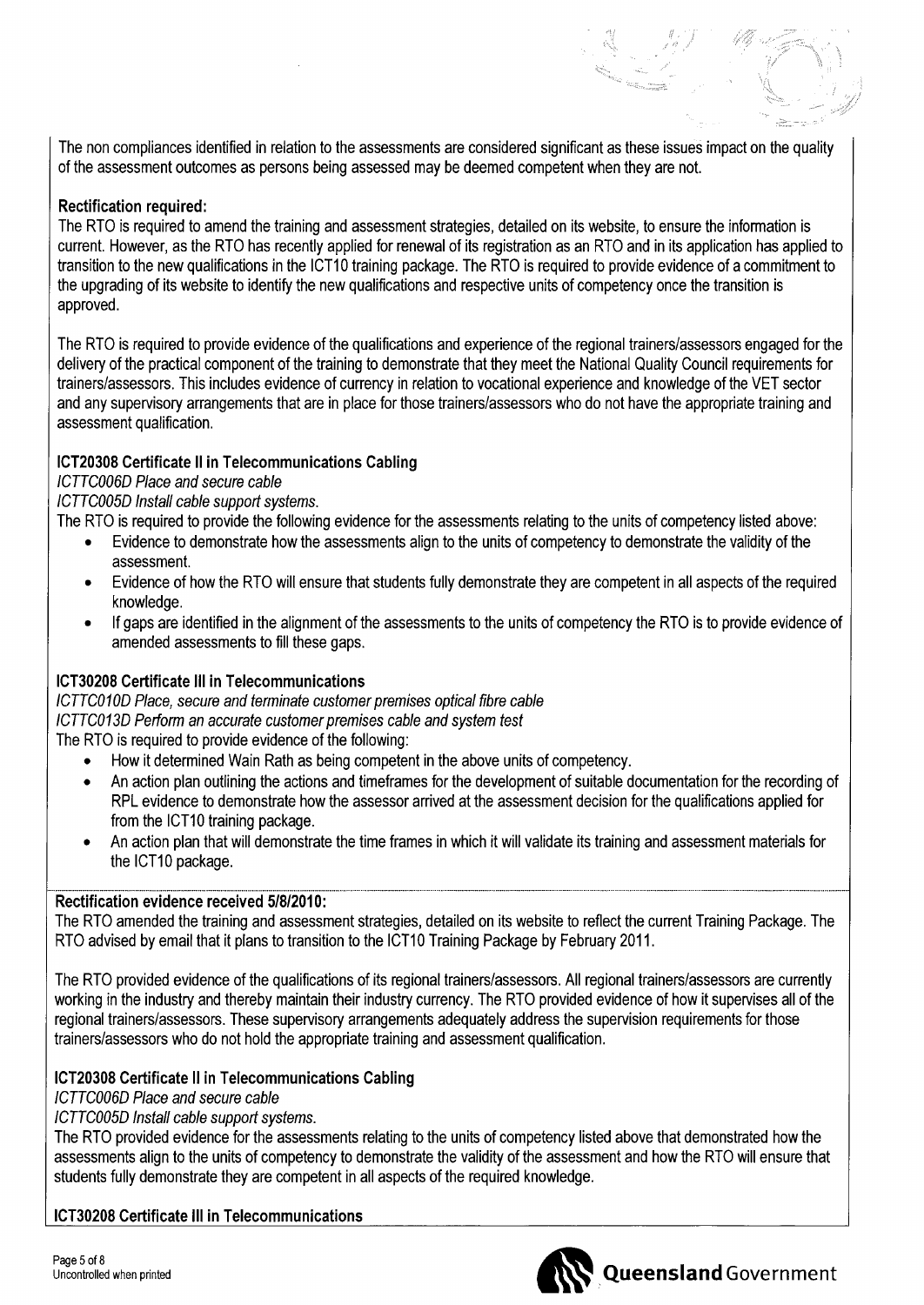The non compliances identified in relation to the assessments are considered significant as these issues impact on the quality of the assessment outcomes as persons being assessed may be deemed competent when they are not.

**Rectification required:**

The RTO is required to amend the training and assessment strategies, detailed on its website, to ensure the information is current. However, as the RTO has recently applied for renewal of its registration as an RTO and in its application has applied to transition to the new qualifications in the ICT10 training package. The RTO is required to provide evidence of a commitment to the upgrading of its website to identify the new qualifications and respective units of competency once the transition is approved.

The RTO is required to provide evidence of the qualifications and experience of the regional trainers/assessors engaged for the delivery of the practical component of the training to demonstrate that they meet the National Quality Council requirements for trainers/assessors. This includes evidence of currency in relation to vocational experience and knowledge of the VET sector and any supervisory arrangements that are in place for those trainers/assessors who do not have the appropriate training and assessment qualification.

**ICT20308 Certificate II in Telecommunications Cabling**

*ICTTC006D Place and secure cable*

*ICTTC005D Install cable support systems.*

The RTO is required to provide the following evidence for the assessments relating to the units of competency listed above:

- Evidence to demonstrate how the assessments align to the units of competency to demonstrate the validity of the assessment.
- Evidence of how the RTO will ensure that students fully demonstrate they are competent in all aspects of the required knowledge.
- If gaps are identified in the alignment of the assessments to the units of competency the RTO is to provide evidence of amended assessments to fill these gaps.

**ICT30208 Certificate III in Telecommunications**

*ICTTC010D Place, secure and terminate customer premises optical fibre cable*

*ICTTC013D Perform an accurate customer premises cable and system test*

The RTO is required to provide evidence of the following:

- How it determined Wain Rath as being competent in the above units of competency.
- An action plan outlining the actions and timeframes for the development of suitable documentation for the recording of RPL evidence to demonstrate how the assessor arrived at the assessment decision for the qualifications applied for from the ICT10 training package.
- An action plan that will demonstrate the time frames in which it will validate its training and assessment materials for the ICT10 package.

**Rectification evidence received 5/8/2010:**

The RTO amended the training and assessment strategies, detailed on its website to reflect the current Training Package. The RTO advised by email that it plans to transition to the ICT10 Training Package by February 2011.

The RTO provided evidence of the qualifications of its regional trainers/assessors. All regional trainers/assessors are currently working in the industry and thereby maintain their industry currency. The RTO provided evidence of how it supervises all of the regional trainers/assessors. These supervisory arrangements adequately address the supervision requirements for those trainers/assessors who do not hold the appropriate training and assessment qualification.

**ICT20308 Certificate II in Telecommunications Cabling**

*ICTTC006D Place and secure cable*

*ICTTC005D Install cable support systems.*

The RTO provided evidence for the assessments relating to the units of competency listed above that demonstrated how the assessments align to the units of competency to demonstrate the validity of the assessment and how the RTO will ensure that students fully demonstrate they are competent in all aspects of the required knowledge.

**ICT30208 Certificate III in Telecommunications**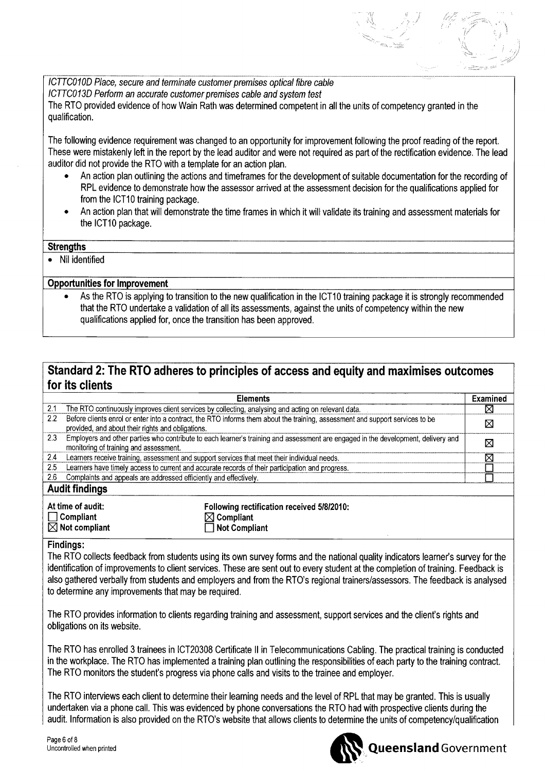*ICTTC010D Place, secure and terminate customer premises optical fibre cable*
*ICTTC013D Perform an accurate customer premises cable and system test*
The RTO provided evidence of how Wain Rath was determined competent in all the units of competency granted in the qualification.

The following evidence requirement was changed to an opportunity for improvement following the proof reading of the report. These were mistakenly left in the report by the lead auditor and were not required as part of the rectification evidence. The lead auditor did not provide the RTO with a template for an action plan.

- An action plan outlining the actions and timeframes for the development of suitable documentation for the recording of RPL evidence to demonstrate how the assessor arrived at the assessment decision for the qualifications applied for from the ICT10 training package.
- An action plan that will demonstrate the time frames in which it will validate its training and assessment materials for the ICT10 package.

**Strengths**

- Nil identified

**Opportunities for Improvement**

- As the RTO is applying to transition to the new qualification in the ICT10 training package it is strongly recommended that the RTO undertake a validation of all its assessments, against the units of competency within the new qualifications applied for, once the transition has been approved.

## Standard 2: The RTO adheres to principles of access and equity and maximises outcomes for its clients

| | Elements | Examined |
|---|---|---|
| 2.1 | The RTO continuously improves client services by collecting, analysing and acting on relevant data. | ☒ |
| 2.2 | Before clients enrol or enter into a contract, the RTO informs them about the training, assessment and support services to be provided, and about their rights and obligations. | ☒ |
| 2.3 | Employers and other parties who contribute to each learner's training and assessment are engaged in the development, delivery and monitoring of training and assessment. | ☒ |
| 2.4 | Learners receive training, assessment and support services that meet their individual needs. | ☒ |
| 2.5 | Learners have timely access to current and accurate records of their participation and progress. | ☐ |
| 2.6 | Complaints and appeals are addressed efficiently and effectively. | ☐ |

### Audit findings

| At time of audit: | Following rectification received 5/8/2010: |
|---|---|
| ☐ Compliant | ☒ Compliant |
| ☒ Not compliant | ☐ Not Compliant |

**Findings:**

The RTO collects feedback from students using its own survey forms and the national quality indicators learner's survey for the identification of improvements to client services. These are sent out to every student at the completion of training. Feedback is also gathered verbally from students and employers and from the RTO's regional trainers/assessors. The feedback is analysed to determine any improvements that may be required.

The RTO provides information to clients regarding training and assessment, support services and the client's rights and obligations on its website.

The RTO has enrolled 3 trainees in ICT20308 Certificate II in Telecommunications Cabling. The practical training is conducted in the workplace. The RTO has implemented a training plan outlining the responsibilities of each party to the training contract. The RTO monitors the student's progress via phone calls and visits to the trainee and employer.

The RTO interviews each client to determine their learning needs and the level of RPL that may be granted. This is usually undertaken via a phone call. This was evidenced by phone conversations the RTO had with prospective clients during the audit. Information is also provided on the RTO's website that allows clients to determine the units of competency/qualification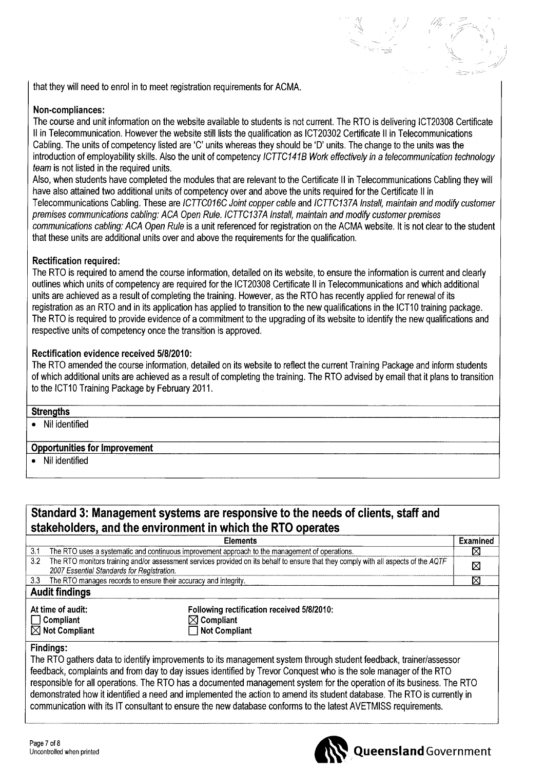that they will need to enrol in to meet registration requirements for ACMA.

**Non-compliances:**

The course and unit information on the website available to students is not current. The RTO is delivering ICT20308 Certificate II in Telecommunication. However the website still lists the qualification as ICT20302 Certificate II in Telecommunications Cabling. The units of competency listed are 'C' units whereas they should be 'D' units. The change to the units was the introduction of employability skills. Also the unit of competency *ICTTC141B Work effectively in a telecommunication technology team* is not listed in the required units.

Also, when students have completed the modules that are relevant to the Certificate II in Telecommunications Cabling they will have also attained two additional units of competency over and above the units required for the Certificate II in Telecommunications Cabling. These are *ICTTC016C Joint copper cable* and *ICTTC137A Install, maintain and modify customer premises communications cabling: ACA Open Rule*. *ICTTC137A Install, maintain and modify customer premises communications cabling: ACA Open Rule* is a unit referenced for registration on the ACMA website. It is not clear to the student that these units are additional units over and above the requirements for the qualification.

**Rectification required:**

The RTO is required to amend the course information, detailed on its website, to ensure the information is current and clearly outlines which units of competency are required for the ICT20308 Certificate II in Telecommunications and which additional units are achieved as a result of completing the training. However, as the RTO has recently applied for renewal of its registration as an RTO and in its application has applied to transition to the new qualifications in the ICT10 training package. The RTO is required to provide evidence of a commitment to the upgrading of its website to identify the new qualifications and respective units of competency once the transition is approved.

**Rectification evidence received 5/8/2010:**

The RTO amended the course information, detailed on its website to reflect the current Training Package and inform students of which additional units are achieved as a result of completing the training. The RTO advised by email that it plans to transition to the ICT10 Training Package by February 2011.

**Strengths**

- Nil identified

**Opportunities for Improvement**

- Nil identified

## Standard 3: Management systems are responsive to the needs of clients, staff and stakeholders, and the environment in which the RTO operates

| | Elements | Examined |
|---|---|---|
| 3.1 | The RTO uses a systematic and continuous improvement approach to the management of operations. | ☒ |
| 3.2 | The RTO monitors training and/or assessment services provided on its behalf to ensure that they comply with all aspects of the *AQTF 2007 Essential Standards for Registration.* | ☒ |
| 3.3 | The RTO manages records to ensure their accuracy and integrity. | ☒ |

**Audit findings**

| At time of audit: | Following rectification received 5/8/2010: |
|---|---|
| ☐ Compliant | ☒ Compliant |
| ☒ Not Compliant | ☐ Not Compliant |

**Findings:**

The RTO gathers data to identify improvements to its management system through student feedback, trainer/assessor feedback, complaints and from day to day issues identified by Trevor Conquest who is the sole manager of the RTO responsible for all operations. The RTO has a documented management system for the operation of its business. The RTO demonstrated how it identified a need and implemented the action to amend its student database. The RTO is currently in communication with its IT consultant to ensure the new database conforms to the latest AVETMISS requirements.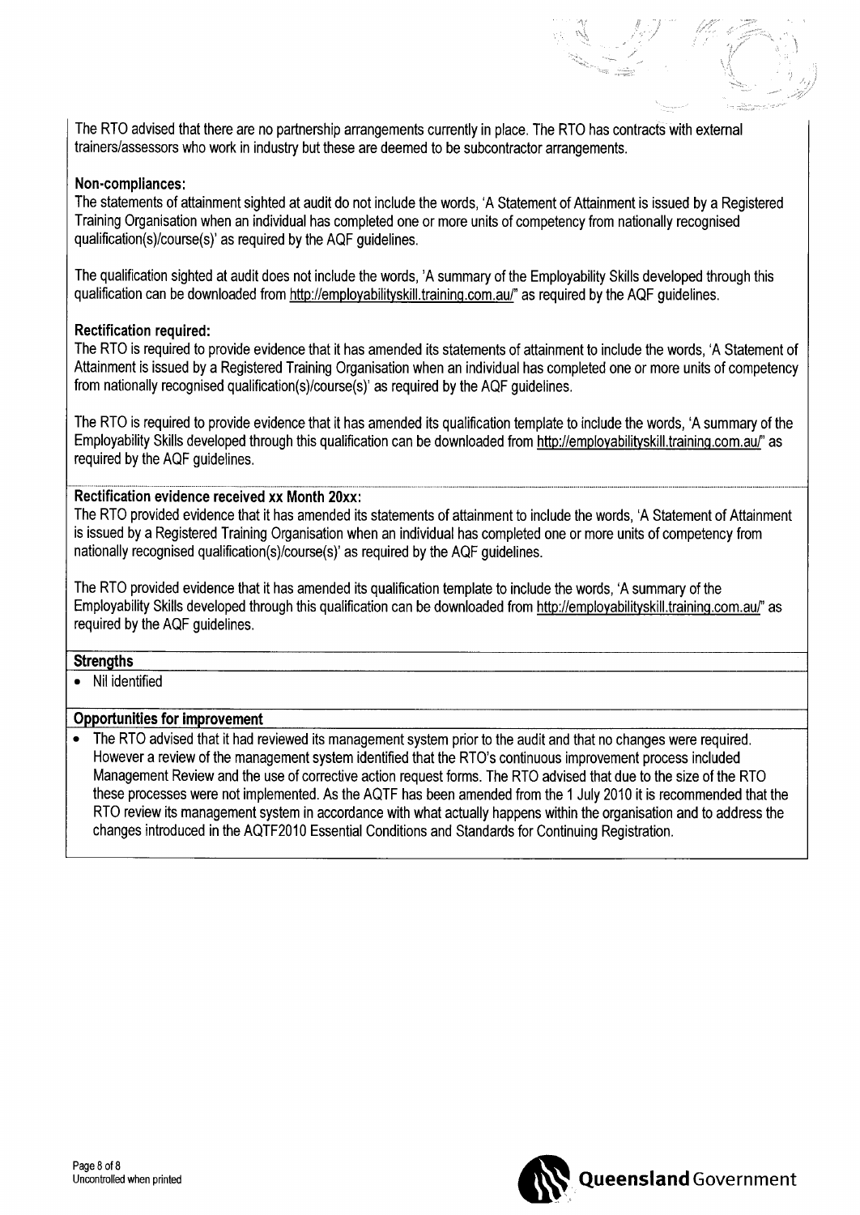The RTO advised that there are no partnership arrangements currently in place. The RTO has contracts with external trainers/assessors who work in industry but these are deemed to be subcontractor arrangements.

**Non-compliances:**

The statements of attainment sighted at audit do not include the words, 'A Statement of Attainment is issued by a Registered Training Organisation when an individual has completed one or more units of competency from nationally recognised qualification(s)/course(s)' as required by the AQF guidelines.

The qualification sighted at audit does not include the words, 'A summary of the Employability Skills developed through this qualification can be downloaded from http://employabilityskill.training.com.au/' as required by the AQF guidelines.

**Rectification required:**

The RTO is required to provide evidence that it has amended its statements of attainment to include the words, 'A Statement of Attainment is issued by a Registered Training Organisation when an individual has completed one or more units of competency from nationally recognised qualification(s)/course(s)' as required by the AQF guidelines.

The RTO is required to provide evidence that it has amended its qualification template to include the words, 'A summary of the Employability Skills developed through this qualification can be downloaded from http://employabilityskill.training.com.au/' as required by the AQF guidelines.

**Rectification evidence received xx Month 20xx:**

The RTO provided evidence that it has amended its statements of attainment to include the words, 'A Statement of Attainment is issued by a Registered Training Organisation when an individual has completed one or more units of competency from nationally recognised qualification(s)/course(s)' as required by the AQF guidelines.

The RTO provided evidence that it has amended its qualification template to include the words, 'A summary of the Employability Skills developed through this qualification can be downloaded from http://employabilityskill.training.com.au/' as required by the AQF guidelines.

**Strengths**

- Nil identified

**Opportunities for improvement**

- The RTO advised that it had reviewed its management system prior to the audit and that no changes were required. However a review of the management system identified that the RTO's continuous improvement process included Management Review and the use of corrective action request forms. The RTO advised that due to the size of the RTO these processes were not implemented. As the AQTF has been amended from the 1 July 2010 it is recommended that the RTO review its management system in accordance with what actually happens within the organisation and to address the changes introduced in the AQTF2010 Essential Conditions and Standards for Continuing Registration.

Uncontrolled when printed

Queensland Government